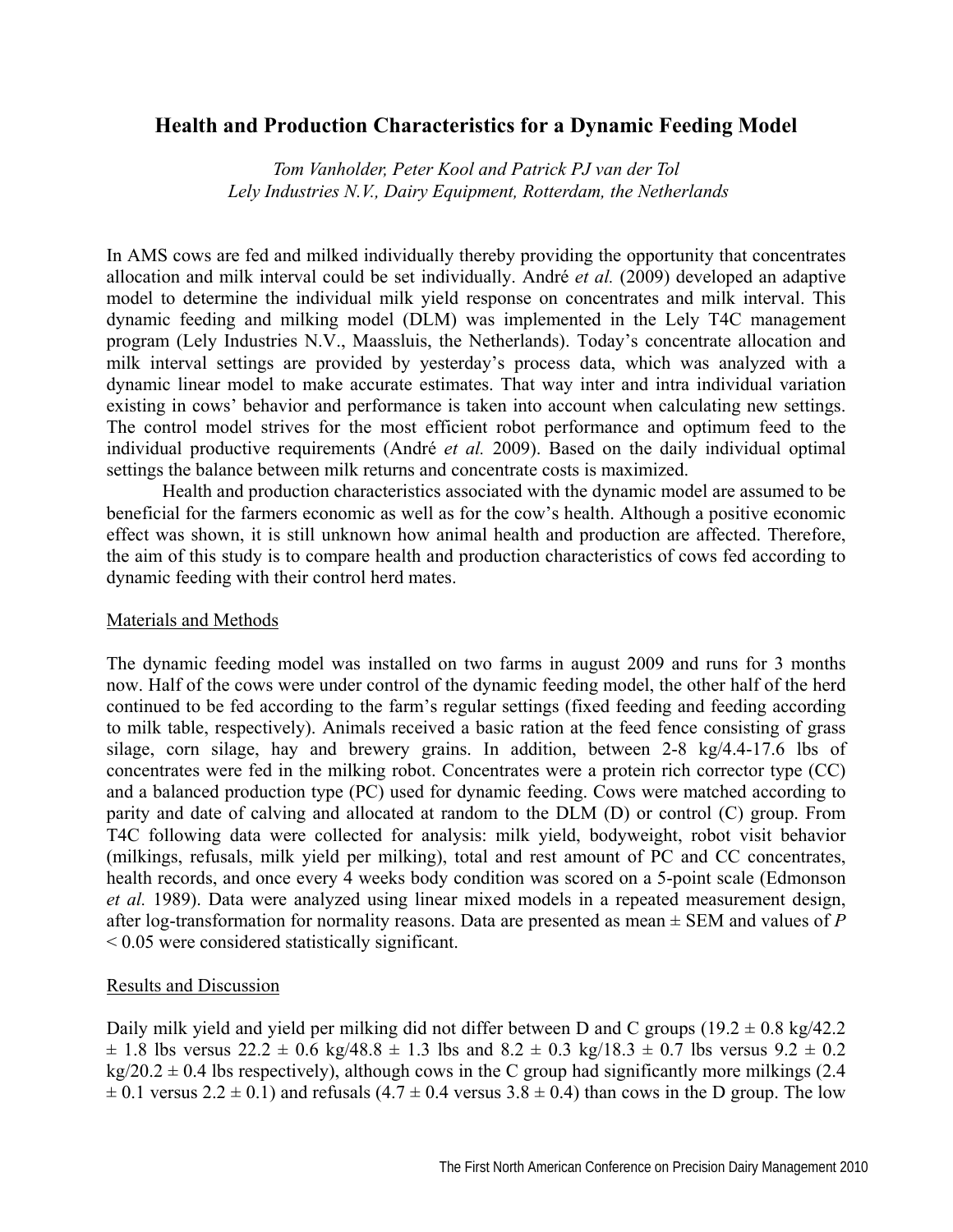# Health and Production Characteristics for a Dynamic Feeding Model

*Tom Vanholder, Peter Kool and Patrick PJ van der Tol*
*Lely Industries N.V., Dairy Equipment, Rotterdam, the Netherlands*

In AMS cows are fed and milked individually thereby providing the opportunity that concentrates allocation and milk interval could be set individually. André *et al.* (2009) developed an adaptive model to determine the individual milk yield response on concentrates and milk interval. This dynamic feeding and milking model (DLM) was implemented in the Lely T4C management program (Lely Industries N.V., Maassluis, the Netherlands). Today's concentrate allocation and milk interval settings are provided by yesterday's process data, which was analyzed with a dynamic linear model to make accurate estimates. That way inter and intra individual variation existing in cows' behavior and performance is taken into account when calculating new settings. The control model strives for the most efficient robot performance and optimum feed to the individual productive requirements (André *et al.* 2009). Based on the daily individual optimal settings the balance between milk returns and concentrate costs is maximized.

Health and production characteristics associated with the dynamic model are assumed to be beneficial for the farmers economic as well as for the cow's health. Although a positive economic effect was shown, it is still unknown how animal health and production are affected. Therefore, the aim of this study is to compare health and production characteristics of cows fed according to dynamic feeding with their control herd mates.

## Materials and Methods

The dynamic feeding model was installed on two farms in august 2009 and runs for 3 months now. Half of the cows were under control of the dynamic feeding model, the other half of the herd continued to be fed according to the farm's regular settings (fixed feeding and feeding according to milk table, respectively). Animals received a basic ration at the feed fence consisting of grass silage, corn silage, hay and brewery grains. In addition, between 2-8 kg/4.4-17.6 lbs of concentrates were fed in the milking robot. Concentrates were a protein rich corrector type (CC) and a balanced production type (PC) used for dynamic feeding. Cows were matched according to parity and date of calving and allocated at random to the DLM (D) or control (C) group. From T4C following data were collected for analysis: milk yield, bodyweight, robot visit behavior (milkings, refusals, milk yield per milking), total and rest amount of PC and CC concentrates, health records, and once every 4 weeks body condition was scored on a 5-point scale (Edmonson *et al.* 1989). Data were analyzed using linear mixed models in a repeated measurement design, after log-transformation for normality reasons. Data are presented as mean ± SEM and values of $P < 0.05$ were considered statistically significant.

## Results and Discussion

Daily milk yield and yield per milking did not differ between D and C groups (19.2 ± 0.8 kg/42.2 ± 1.8 lbs versus 22.2 ± 0.6 kg/48.8 ± 1.3 lbs and 8.2 ± 0.3 kg/18.3 ± 0.7 lbs versus 9.2 ± 0.2 kg/20.2 ± 0.4 lbs respectively), although cows in the C group had significantly more milkings (2.4 ± 0.1 versus 2.2 ± 0.1) and refusals (4.7 ± 0.4 versus 3.8 ± 0.4) than cows in the D group. The low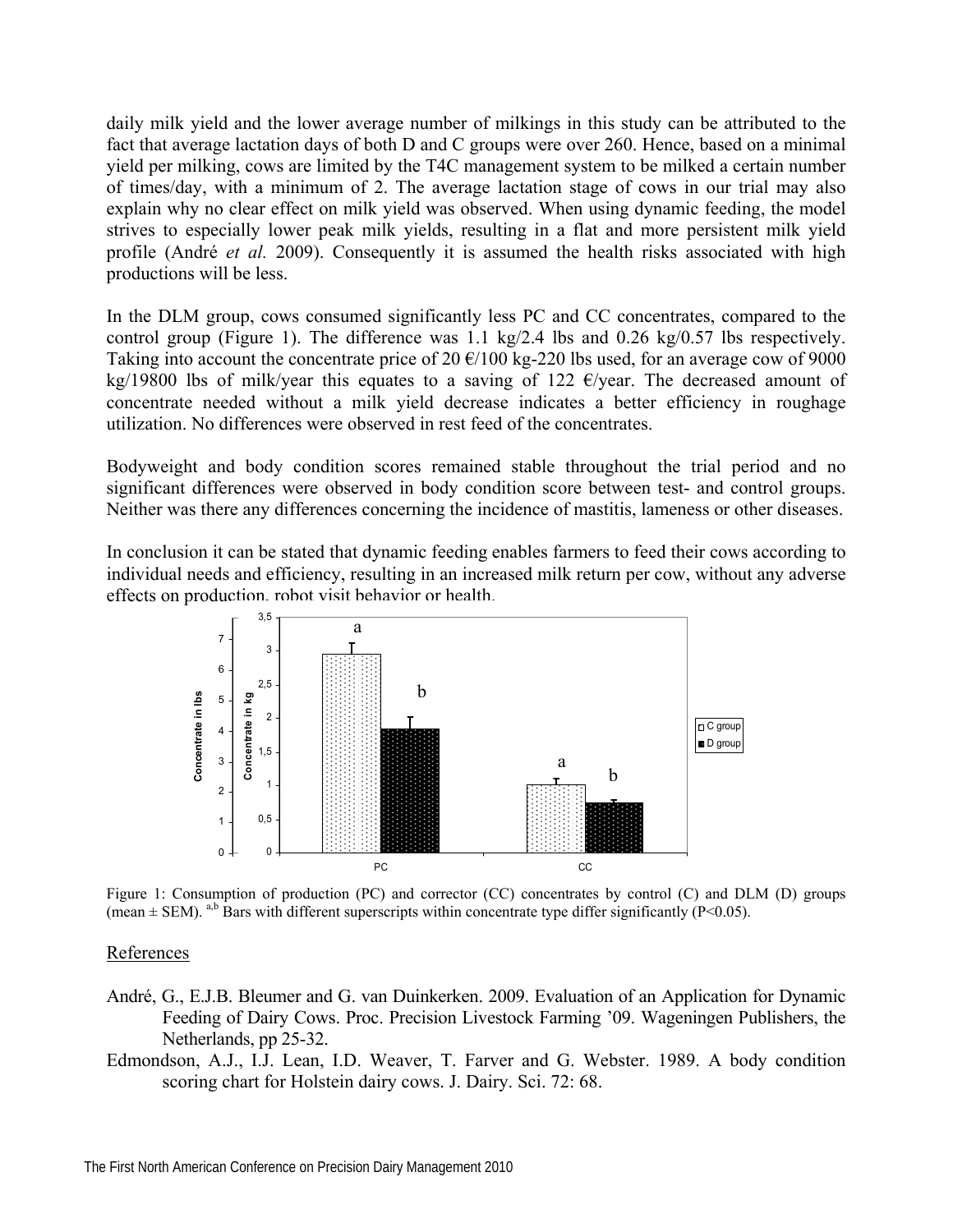daily milk yield and the lower average number of milkings in this study can be attributed to the fact that average lactation days of both D and C groups were over 260. Hence, based on a minimal yield per milking, cows are limited by the T4C management system to be milked a certain number of times/day, with a minimum of 2. The average lactation stage of cows in our trial may also explain why no clear effect on milk yield was observed. When using dynamic feeding, the model strives to especially lower peak milk yields, resulting in a flat and more persistent milk yield profile (André *et al.* 2009). Consequently it is assumed the health risks associated with high productions will be less.

In the DLM group, cows consumed significantly less PC and CC concentrates, compared to the control group (Figure 1). The difference was 1.1 kg/2.4 lbs and 0.26 kg/0.57 lbs respectively. Taking into account the concentrate price of 20 €/100 kg-220 lbs used, for an average cow of 9000 kg/19800 lbs of milk/year this equates to a saving of 122 €/year. The decreased amount of concentrate needed without a milk yield decrease indicates a better efficiency in roughage utilization. No differences were observed in rest feed of the concentrates.

Bodyweight and body condition scores remained stable throughout the trial period and no significant differences were observed in body condition score between test- and control groups. Neither was there any differences concerning the incidence of mastitis, lameness or other diseases.

In conclusion it can be stated that dynamic feeding enables farmers to feed their cows according to individual needs and efficiency, resulting in an increased milk return per cow, without any adverse effects on production, robot visit behavior or health.

Concentrate in lbs
0
1
2
3
4
5
6
7

Concentrate in kg
0
0,5
1
1,5
2
2,5
3
3,5

a
b
a
b

PC
CC

C group
D group

Figure 1: Consumption of production (PC) and corrector (CC) concentrates by control (C) and DLM (D) groups (mean ± SEM). [a,b] Bars with different superscripts within concentrate type differ significantly ($P<0.05$).

## References

André, G., E.J.B. Bleumer and G. van Duinkerken. 2009. Evaluation of an Application for Dynamic Feeding of Dairy Cows. Proc. Precision Livestock Farming '09. Wageningen Publishers, the Netherlands, pp 25-32.

Edmondson, A.J., I.J. Lean, I.D. Weaver, T. Farver and G. Webster. 1989. A body condition scoring chart for Holstein dairy cows. J. Dairy. Sci. 72: 68.